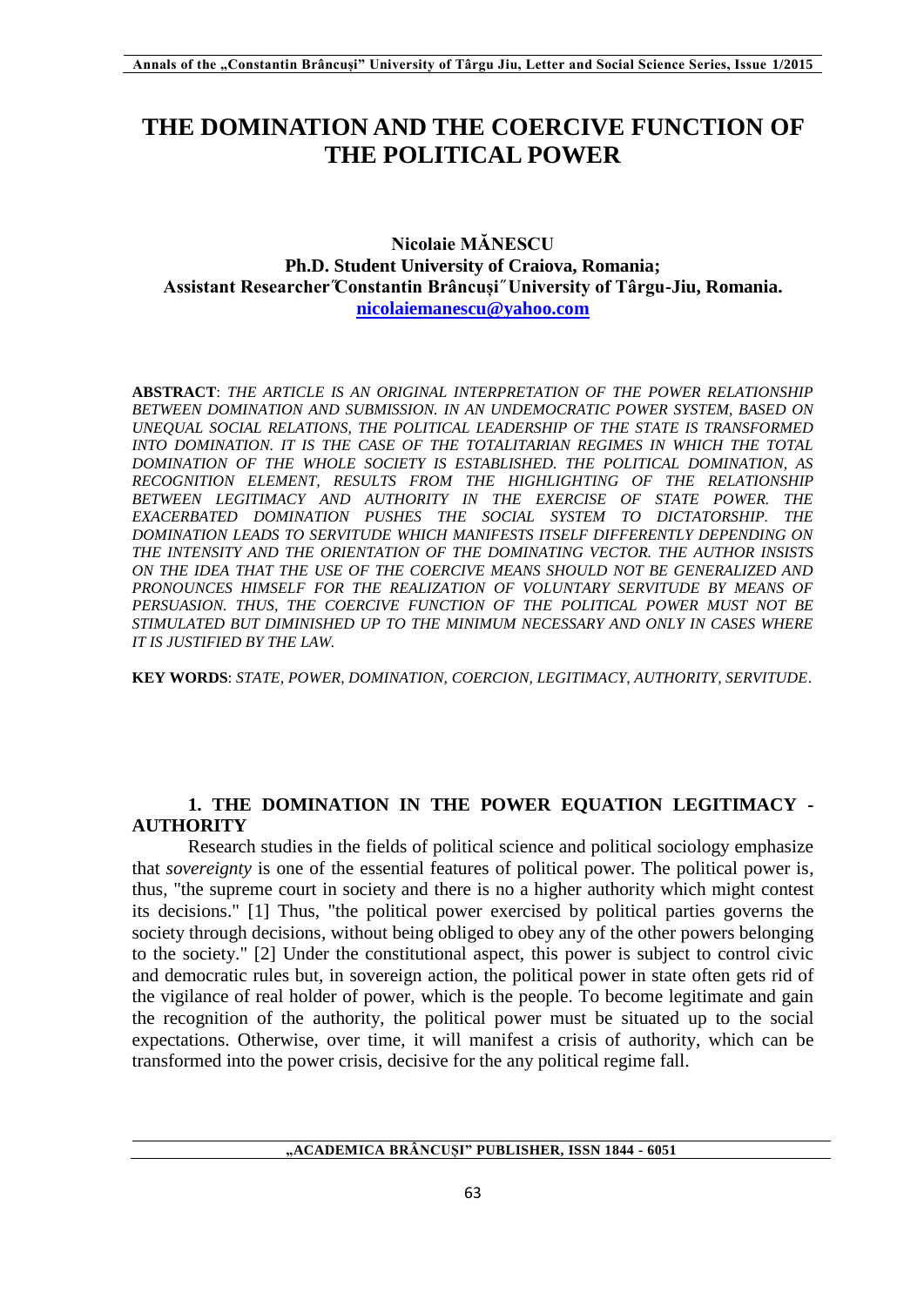# THE DOMINATION AND THE COERCIVE FUNCTION OF THE POLITICAL POWER

**Nicolaie MĂNESCU**
**Ph.D. Student University of Craiova, Romania;**
**Assistant Researcher˝Constantin Brâncuşi˝ University of Târgu-Jiu, Romania.**
**nicolaiemanescu@yahoo.com**

**ABSTRACT**: *THE ARTICLE IS AN ORIGINAL INTERPRETATION OF THE POWER RELATIONSHIP BETWEEN DOMINATION AND SUBMISSION. IN AN UNDEMOCRATIC POWER SYSTEM, BASED ON UNEQUAL SOCIAL RELATIONS, THE POLITICAL LEADERSHIP OF THE STATE IS TRANSFORMED INTO DOMINATION. IT IS THE CASE OF THE TOTALITARIAN REGIMES IN WHICH THE TOTAL DOMINATION OF THE WHOLE SOCIETY IS ESTABLISHED. THE POLITICAL DOMINATION, AS RECOGNITION ELEMENT, RESULTS FROM THE HIGHLIGHTING OF THE RELATIONSHIP BETWEEN LEGITIMACY AND AUTHORITY IN THE EXERCISE OF STATE POWER. THE EXACERBATED DOMINATION PUSHES THE SOCIAL SYSTEM TO DICTATORSHIP. THE DOMINATION LEADS TO SERVITUDE WHICH MANIFESTS ITSELF DIFFERENTLY DEPENDING ON THE INTENSITY AND THE ORIENTATION OF THE DOMINATING VECTOR. THE AUTHOR INSISTS ON THE IDEA THAT THE USE OF THE COERCIVE MEANS SHOULD NOT BE GENERALIZED AND PRONOUNCES HIMSELF FOR THE REALIZATION OF VOLUNTARY SERVITUDE BY MEANS OF PERSUASION. THUS, THE COERCIVE FUNCTION OF THE POLITICAL POWER MUST NOT BE STIMULATED BUT DIMINISHED UP TO THE MINIMUM NECESSARY AND ONLY IN CASES WHERE IT IS JUSTIFIED BY THE LAW.*

**KEY WORDS**: *STATE, POWER, DOMINATION, COERCION, LEGITIMACY, AUTHORITY, SERVITUDE*.

## 1. THE DOMINATION IN THE POWER EQUATION LEGITIMACY - AUTHORITY

Research studies in the fields of political science and political sociology emphasize that *sovereignty* is one of the essential features of political power. The political power is, thus, "the supreme court in society and there is no a higher authority which might contest its decisions." [1] Thus, "the political power exercised by political parties governs the society through decisions, without being obliged to obey any of the other powers belonging to the society." [2] Under the constitutional aspect, this power is subject to control civic and democratic rules but, in sovereign action, the political power in state often gets rid of the vigilance of real holder of power, which is the people. To become legitimate and gain the recognition of the authority, the political power must be situated up to the social expectations. Otherwise, over time, it will manifest a crisis of authority, which can be transformed into the power crisis, decisive for the any political regime fall.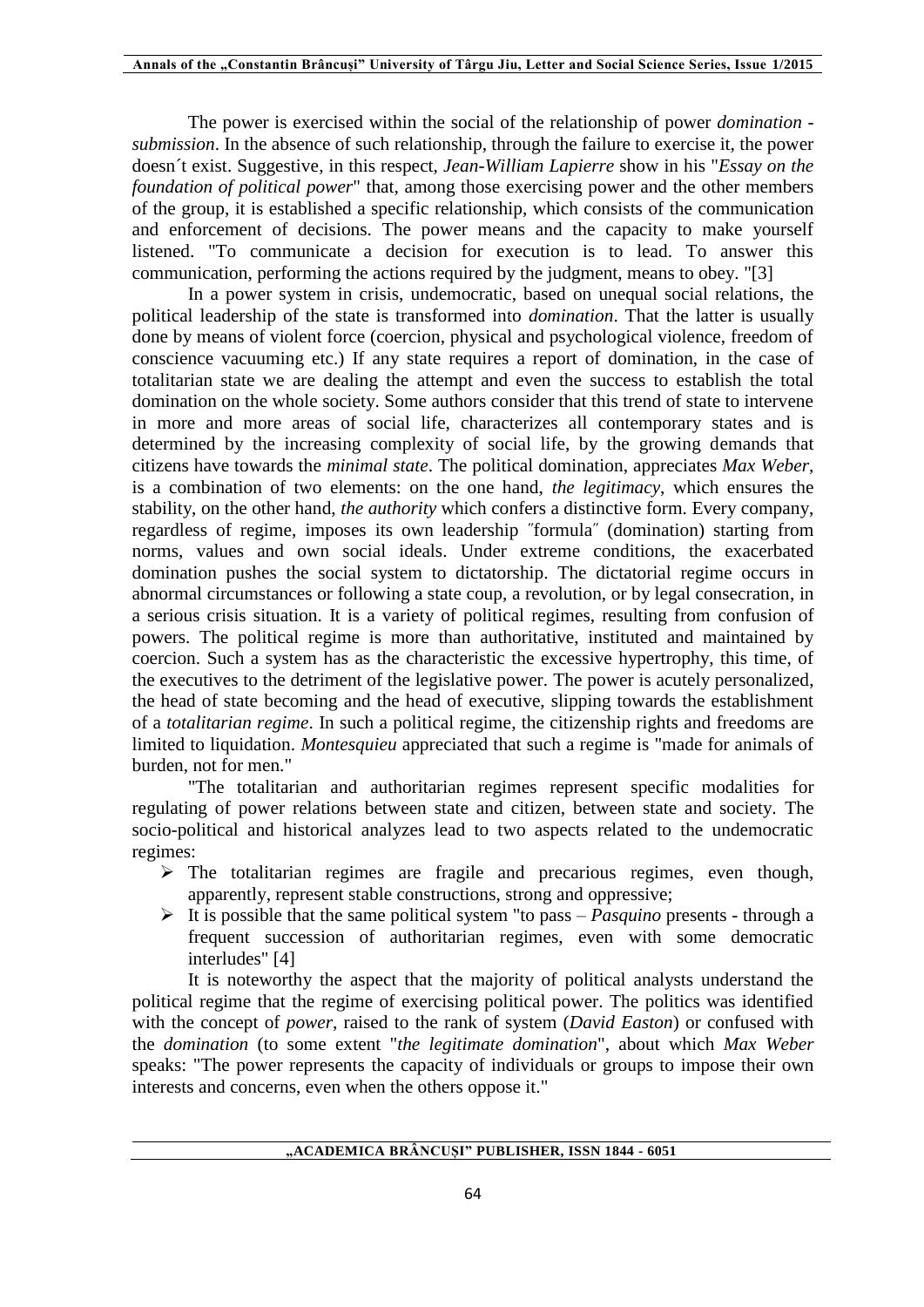The power is exercised within the social of the relationship of power *domination - submission*. In the absence of such relationship, through the failure to exercise it, the power doesn´t exist. Suggestive, in this respect, *Jean-William Lapierre* show in his "*Essay on the foundation of political power*" that, among those exercising power and the other members of the group, it is established a specific relationship, which consists of the communication and enforcement of decisions. The power means and the capacity to make yourself listened. "To communicate a decision for execution is to lead. To answer this communication, performing the actions required by the judgment, means to obey. "[3]

In a power system in crisis, undemocratic, based on unequal social relations, the political leadership of the state is transformed into *domination*. That the latter is usually done by means of violent force (coercion, physical and psychological violence, freedom of conscience vacuuming etc.) If any state requires a report of domination, in the case of totalitarian state we are dealing the attempt and even the success to establish the total domination on the whole society. Some authors consider that this trend of state to intervene in more and more areas of social life, characterizes all contemporary states and is determined by the increasing complexity of social life, by the growing demands that citizens have towards the *minimal state*. The political domination, appreciates *Max Weber*, is a combination of two elements: on the one hand, *the legitimacy*, which ensures the stability, on the other hand, *the authority* which confers a distinctive form. Every company, regardless of regime, imposes its own leadership ˝formula˝ (domination) starting from norms, values and own social ideals. Under extreme conditions, the exacerbated domination pushes the social system to dictatorship. The dictatorial regime occurs in abnormal circumstances or following a state coup, a revolution, or by legal consecration, in a serious crisis situation. It is a variety of political regimes, resulting from confusion of powers. The political regime is more than authoritative, instituted and maintained by coercion. Such a system has as the characteristic the excessive hypertrophy, this time, of the executives to the detriment of the legislative power. The power is acutely personalized, the head of state becoming and the head of executive, slipping towards the establishment of a *totalitarian regime*. In such a political regime, the citizenship rights and freedoms are limited to liquidation. *Montesquieu* appreciated that such a regime is "made for animals of burden, not for men."

"The totalitarian and authoritarian regimes represent specific modalities for regulating of power relations between state and citizen, between state and society. The socio-political and historical analyzes lead to two aspects related to the undemocratic regimes:

- The totalitarian regimes are fragile and precarious regimes, even though, apparently, represent stable constructions, strong and oppressive;
- It is possible that the same political system "to pass – *Pasquino* presents - through a frequent succession of authoritarian regimes, even with some democratic interludes" [4]

It is noteworthy the aspect that the majority of political analysts understand the political regime that the regime of exercising political power. The politics was identified with the concept of *power*, raised to the rank of system (*David Easton*) or confused with the *domination* (to some extent "*the legitimate domination*", about which *Max Weber* speaks: "The power represents the capacity of individuals or groups to impose their own interests and concerns, even when the others oppose it."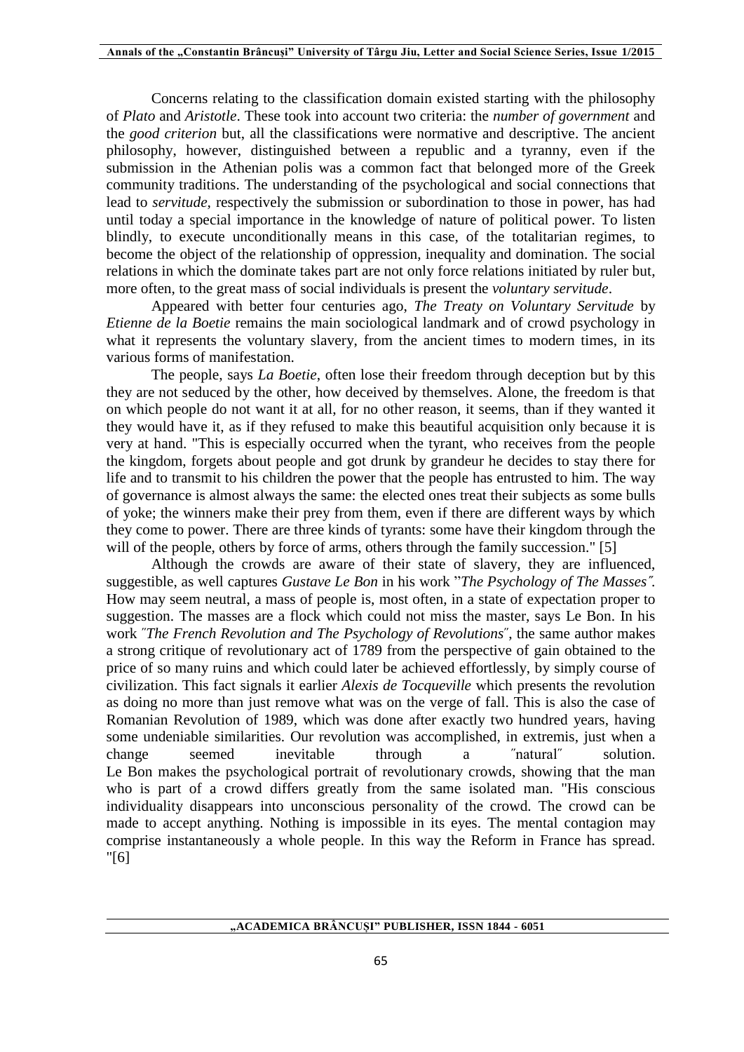Concerns relating to the classification domain existed starting with the philosophy of *Plato* and *Aristotle*. These took into account two criteria: the *number of government* and the *good criterion* but, all the classifications were normative and descriptive. The ancient philosophy, however, distinguished between a republic and a tyranny, even if the submission in the Athenian polis was a common fact that belonged more of the Greek community traditions. The understanding of the psychological and social connections that lead to *servitude*, respectively the submission or subordination to those in power, has had until today a special importance in the knowledge of nature of political power. To listen blindly, to execute unconditionally means in this case, of the totalitarian regimes, to become the object of the relationship of oppression, inequality and domination. The social relations in which the dominate takes part are not only force relations initiated by ruler but, more often, to the great mass of social individuals is present the *voluntary servitude*.

Appeared with better four centuries ago, *The Treaty on Voluntary Servitude* by *Etienne de la Boetie* remains the main sociological landmark and of crowd psychology in what it represents the voluntary slavery, from the ancient times to modern times, in its various forms of manifestation.

The people, says *La Boetie*, often lose their freedom through deception but by this they are not seduced by the other, how deceived by themselves. Alone, the freedom is that on which people do not want it at all, for no other reason, it seems, than if they wanted it they would have it, as if they refused to make this beautiful acquisition only because it is very at hand. "This is especially occurred when the tyrant, who receives from the people the kingdom, forgets about people and got drunk by grandeur he decides to stay there for life and to transmit to his children the power that the people has entrusted to him. The way of governance is almost always the same: the elected ones treat their subjects as some bulls of yoke; the winners make their prey from them, even if there are different ways by which they come to power. There are three kinds of tyrants: some have their kingdom through the will of the people, others by force of arms, others through the family succession." [5]

Although the crowds are aware of their state of slavery, they are influenced, suggestible, as well captures *Gustave Le Bon* in his work "*The Psychology of The Masses*". How may seem neutral, a mass of people is, most often, in a state of expectation proper to suggestion. The masses are a flock which could not miss the master, says Le Bon. In his work "*The French Revolution and The Psychology of Revolutions*", the same author makes a strong critique of revolutionary act of 1789 from the perspective of gain obtained to the price of so many ruins and which could later be achieved effortlessly, by simply course of civilization. This fact signals it earlier *Alexis de Tocqueville* which presents the revolution as doing no more than just remove what was on the verge of fall. This is also the case of Romanian Revolution of 1989, which was done after exactly two hundred years, having some undeniable similarities. Our revolution was accomplished, in extremis, just when a change seemed inevitable through a "natural" solution.
Le Bon makes the psychological portrait of revolutionary crowds, showing that the man who is part of a crowd differs greatly from the same isolated man. "His conscious individuality disappears into unconscious personality of the crowd. The crowd can be made to accept anything. Nothing is impossible in its eyes. The mental contagion may comprise instantaneously a whole people. In this way the Reform in France has spread. "[6]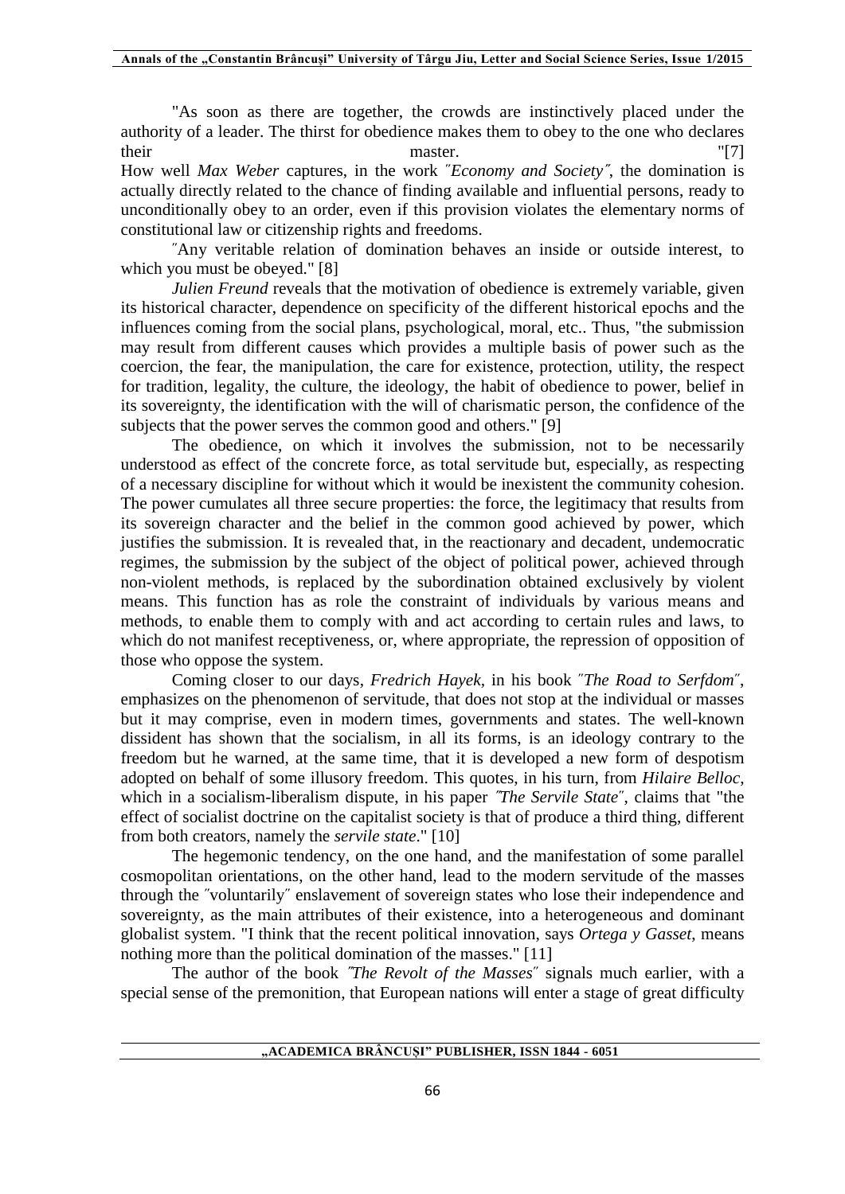"As soon as there are together, the crowds are instinctively placed under the authority of a leader. The thirst for obedience makes them to obey to the one who declares their master. "[7]

How well *Max Weber* captures, in the work ″*Economy and Society*″, the domination is actually directly related to the chance of finding available and influential persons, ready to unconditionally obey to an order, even if this provision violates the elementary norms of constitutional law or citizenship rights and freedoms.

″Any veritable relation of domination behaves an inside or outside interest, to which you must be obeyed." [8]

*Julien Freund* reveals that the motivation of obedience is extremely variable, given its historical character, dependence on specificity of the different historical epochs and the influences coming from the social plans, psychological, moral, etc.. Thus, "the submission may result from different causes which provides a multiple basis of power such as the coercion, the fear, the manipulation, the care for existence, protection, utility, the respect for tradition, legality, the culture, the ideology, the habit of obedience to power, belief in its sovereignty, the identification with the will of charismatic person, the confidence of the subjects that the power serves the common good and others." [9]

The obedience, on which it involves the submission, not to be necessarily understood as effect of the concrete force, as total servitude but, especially, as respecting of a necessary discipline for without which it would be inexistent the community cohesion. The power cumulates all three secure properties: the force, the legitimacy that results from its sovereign character and the belief in the common good achieved by power, which justifies the submission. It is revealed that, in the reactionary and decadent, undemocratic regimes, the submission by the subject of the object of political power, achieved through non-violent methods, is replaced by the subordination obtained exclusively by violent means. This function has as role the constraint of individuals by various means and methods, to enable them to comply with and act according to certain rules and laws, to which do not manifest receptiveness, or, where appropriate, the repression of opposition of those who oppose the system.

Coming closer to our days, *Fredrich Hayek*, in his book ″*The Road to Serfdom*″, emphasizes on the phenomenon of servitude, that does not stop at the individual or masses but it may comprise, even in modern times, governments and states. The well-known dissident has shown that the socialism, in all its forms, is an ideology contrary to the freedom but he warned, at the same time, that it is developed a new form of despotism adopted on behalf of some illusory freedom. This quotes, in his turn, from *Hilaire Belloc*, which in a socialism-liberalism dispute, in his paper ″*The Servile State*″, claims that "the effect of socialist doctrine on the capitalist society is that of produce a third thing, different from both creators, namely the *servile state*." [10]

The hegemonic tendency, on the one hand, and the manifestation of some parallel cosmopolitan orientations, on the other hand, lead to the modern servitude of the masses through the ″voluntarily″ enslavement of sovereign states who lose their independence and sovereignty, as the main attributes of their existence, into a heterogeneous and dominant globalist system. "I think that the recent political innovation, says *Ortega y Gasset*, means nothing more than the political domination of the masses." [11]

The author of the book ″*The Revolt of the Masses*″ signals much earlier, with a special sense of the premonition, that European nations will enter a stage of great difficulty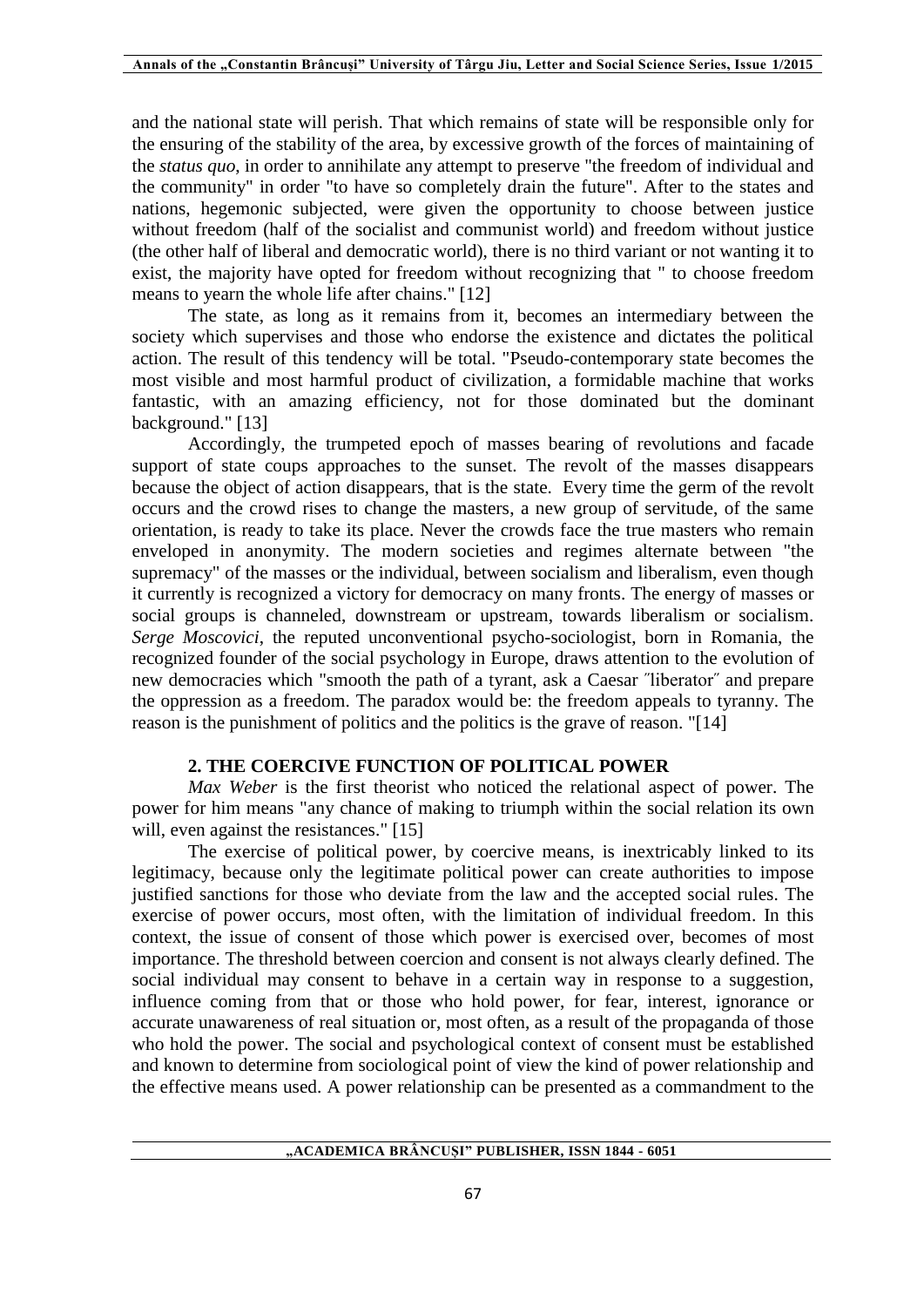and the national state will perish. That which remains of state will be responsible only for the ensuring of the stability of the area, by excessive growth of the forces of maintaining of the *status quo*, in order to annihilate any attempt to preserve "the freedom of individual and the community" in order "to have so completely drain the future". After to the states and nations, hegemonic subjected, were given the opportunity to choose between justice without freedom (half of the socialist and communist world) and freedom without justice (the other half of liberal and democratic world), there is no third variant or not wanting it to exist, the majority have opted for freedom without recognizing that " to choose freedom means to yearn the whole life after chains." [12]

The state, as long as it remains from it, becomes an intermediary between the society which supervises and those who endorse the existence and dictates the political action. The result of this tendency will be total. "Pseudo-contemporary state becomes the most visible and most harmful product of civilization, a formidable machine that works fantastic, with an amazing efficiency, not for those dominated but the dominant background." [13]

Accordingly, the trumpeted epoch of masses bearing of revolutions and facade support of state coups approaches to the sunset. The revolt of the masses disappears because the object of action disappears, that is the state. Every time the germ of the revolt occurs and the crowd rises to change the masters, a new group of servitude, of the same orientation, is ready to take its place. Never the crowds face the true masters who remain enveloped in anonymity. The modern societies and regimes alternate between "the supremacy" of the masses or the individual, between socialism and liberalism, even though it currently is recognized a victory for democracy on many fronts. The energy of masses or social groups is channeled, downstream or upstream, towards liberalism or socialism. *Serge Moscovici*, the reputed unconventional psycho-sociologist, born in Romania, the recognized founder of the social psychology in Europe, draws attention to the evolution of new democracies which "smooth the path of a tyrant, ask a Caesar ″liberator″ and prepare the oppression as a freedom. The paradox would be: the freedom appeals to tyranny. The reason is the punishment of politics and the politics is the grave of reason. "[14]

## 2. THE COERCIVE FUNCTION OF POLITICAL POWER

*Max Weber* is the first theorist who noticed the relational aspect of power. The power for him means "any chance of making to triumph within the social relation its own will, even against the resistances." [15]

The exercise of political power, by coercive means, is inextricably linked to its legitimacy, because only the legitimate political power can create authorities to impose justified sanctions for those who deviate from the law and the accepted social rules. The exercise of power occurs, most often, with the limitation of individual freedom. In this context, the issue of consent of those which power is exercised over, becomes of most importance. The threshold between coercion and consent is not always clearly defined. The social individual may consent to behave in a certain way in response to a suggestion, influence coming from that or those who hold power, for fear, interest, ignorance or accurate unawareness of real situation or, most often, as a result of the propaganda of those who hold the power. The social and psychological context of consent must be established and known to determine from sociological point of view the kind of power relationship and the effective means used. A power relationship can be presented as a commandment to the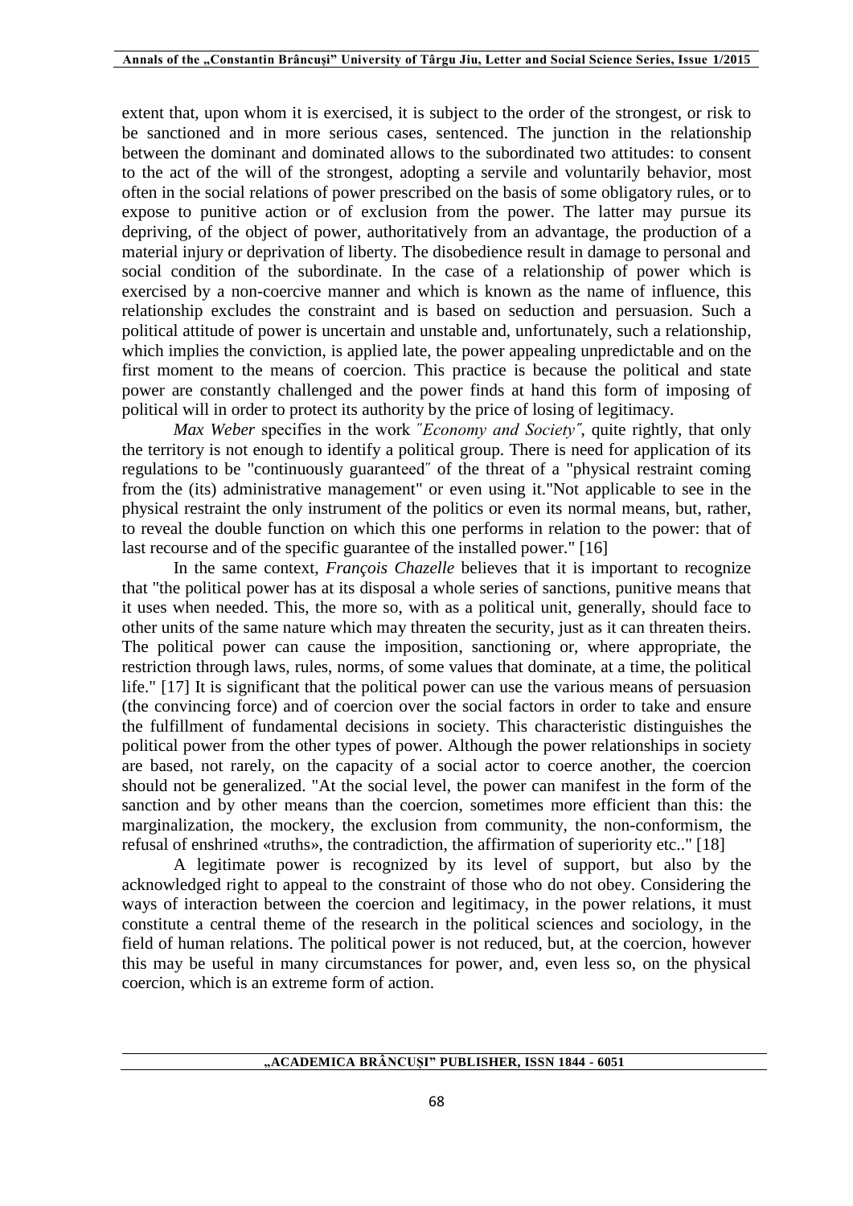extent that, upon whom it is exercised, it is subject to the order of the strongest, or risk to be sanctioned and in more serious cases, sentenced. The junction in the relationship between the dominant and dominated allows to the subordinated two attitudes: to consent to the act of the will of the strongest, adopting a servile and voluntarily behavior, most often in the social relations of power prescribed on the basis of some obligatory rules, or to expose to punitive action or of exclusion from the power. The latter may pursue its depriving, of the object of power, authoritatively from an advantage, the production of a material injury or deprivation of liberty. The disobedience result in damage to personal and social condition of the subordinate. In the case of a relationship of power which is exercised by a non-coercive manner and which is known as the name of influence, this relationship excludes the constraint and is based on seduction and persuasion. Such a political attitude of power is uncertain and unstable and, unfortunately, such a relationship, which implies the conviction, is applied late, the power appealing unpredictable and on the first moment to the means of coercion. This practice is because the political and state power are constantly challenged and the power finds at hand this form of imposing of political will in order to protect its authority by the price of losing of legitimacy.

*Max Weber* specifies in the work *˝Economy and Society˝*, quite rightly, that only the territory is not enough to identify a political group. There is need for application of its regulations to be "continuously guaranteed˝ of the threat of a "physical restraint coming from the (its) administrative management" or even using it."Not applicable to see in the physical restraint the only instrument of the politics or even its normal means, but, rather, to reveal the double function on which this one performs in relation to the power: that of last recourse and of the specific guarantee of the installed power." [16]

In the same context, *François Chazelle* believes that it is important to recognize that "the political power has at its disposal a whole series of sanctions, punitive means that it uses when needed. This, the more so, with as a political unit, generally, should face to other units of the same nature which may threaten the security, just as it can threaten theirs. The political power can cause the imposition, sanctioning or, where appropriate, the restriction through laws, rules, norms, of some values that dominate, at a time, the political life." [17] It is significant that the political power can use the various means of persuasion (the convincing force) and of coercion over the social factors in order to take and ensure the fulfillment of fundamental decisions in society. This characteristic distinguishes the political power from the other types of power. Although the power relationships in society are based, not rarely, on the capacity of a social actor to coerce another, the coercion should not be generalized. "At the social level, the power can manifest in the form of the sanction and by other means than the coercion, sometimes more efficient than this: the marginalization, the mockery, the exclusion from community, the non-conformism, the refusal of enshrined «truths», the contradiction, the affirmation of superiority etc.." [18]

A legitimate power is recognized by its level of support, but also by the acknowledged right to appeal to the constraint of those who do not obey. Considering the ways of interaction between the coercion and legitimacy, in the power relations, it must constitute a central theme of the research in the political sciences and sociology, in the field of human relations. The political power is not reduced, but, at the coercion, however this may be useful in many circumstances for power, and, even less so, on the physical coercion, which is an extreme form of action.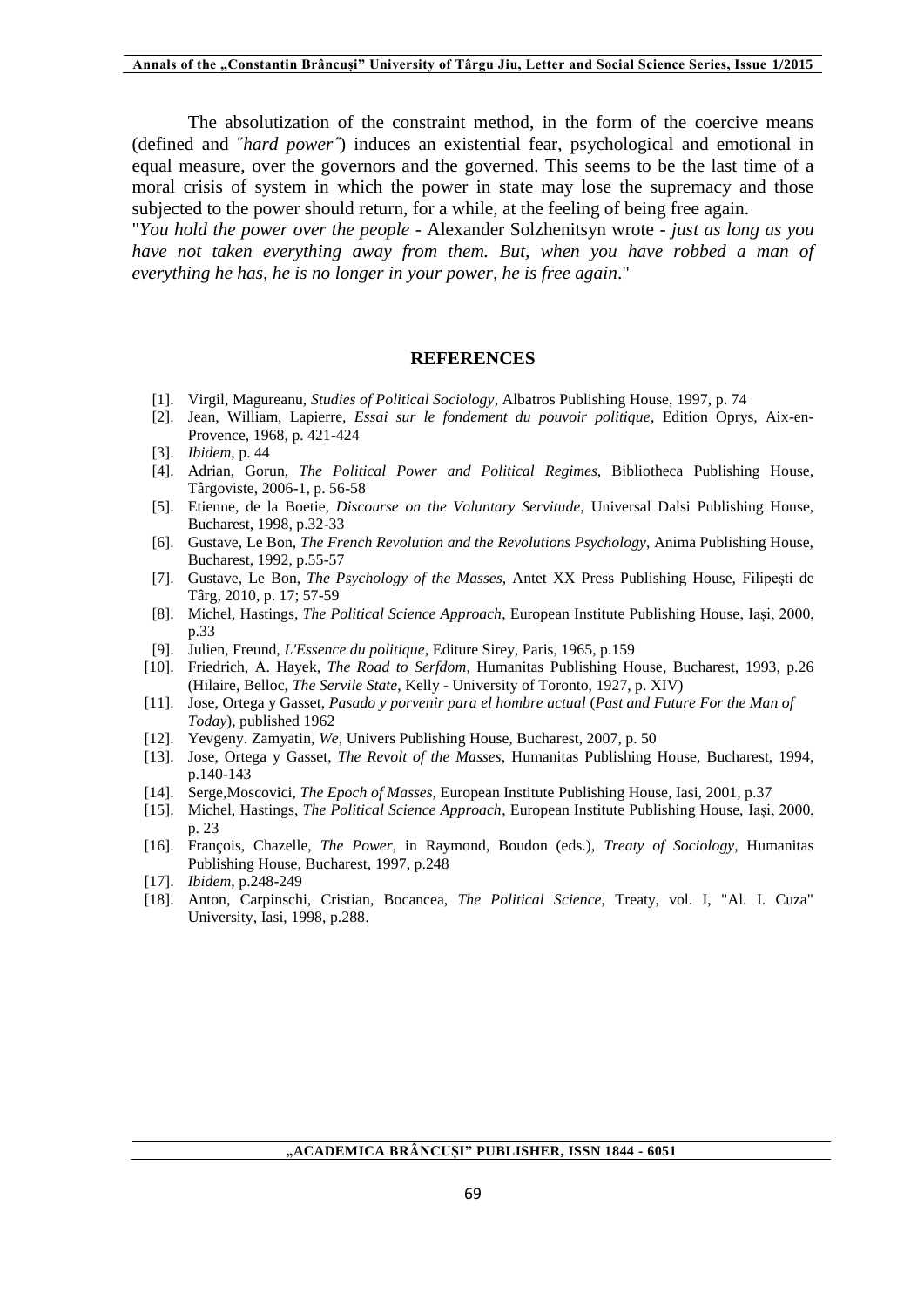The absolutization of the constraint method, in the form of the coercive means (defined and ″*hard power*″) induces an existential fear, psychological and emotional in equal measure, over the governors and the governed. This seems to be the last time of a moral crisis of system in which the power in state may lose the supremacy and those subjected to the power should return, for a while, at the feeling of being free again.

"*You hold the power over the people* - Alexander Solzhenitsyn wrote - *just as long as you have not taken everything away from them. But, when you have robbed a man of everything he has, he is no longer in your power, he is free again*."

## REFERENCES

[1]. Virgil, Magureanu, *Studies of Political Sociology*, Albatros Publishing House, 1997, p. 74

[2]. Jean, William, Lapierre, *Essai sur le fondement du pouvoir politique*, Edition Oprys, Aix-en-Provence, 1968, p. 421-424

[3]. *Ibidem*, p. 44

[4]. Adrian, Gorun, *The Political Power and Political Regimes*, Bibliotheca Publishing House, Târgoviste, 2006-1, p. 56-58

[5]. Etienne, de la Boetie, *Discourse on the Voluntary Servitude*, Universal Dalsi Publishing House, Bucharest, 1998, p.32-33

[6]. Gustave, Le Bon, *The French Revolution and the Revolutions Psychology*, Anima Publishing House, Bucharest, 1992, p.55-57

[7]. Gustave, Le Bon, *The Psychology of the Masses*, Antet XX Press Publishing House, Filipeşti de Târg, 2010, p. 17; 57-59

[8]. Michel, Hastings, *The Political Science Approach*, European Institute Publishing House, Iaşi, 2000, p.33

[9]. Julien, Freund, *L'Essence du politique*, Editure Sirey, Paris, 1965, p.159

[10]. Friedrich, A. Hayek, *The Road to Serfdom*, Humanitas Publishing House, Bucharest, 1993, p.26 (Hilaire, Belloc, *The Servile State*, Kelly - University of Toronto, 1927, p. XIV)

[11]. Jose, Ortega y Gasset, *Pasado y porvenir para el hombre actual* (*Past and Future For the Man of Today*), published 1962

[12]. Yevgeny. Zamyatin, *We*, Univers Publishing House, Bucharest, 2007, p. 50

[13]. Jose, Ortega y Gasset, *The Revolt of the Masses*, Humanitas Publishing House, Bucharest, 1994, p.140-143

[14]. Serge,Moscovici, *The Epoch of Masses*, European Institute Publishing House, Iasi, 2001, p.37

[15]. Michel, Hastings, *The Political Science Approach*, European Institute Publishing House, Iaşi, 2000, p. 23

[16]. François, Chazelle, *The Power*, in Raymond, Boudon (eds.), *Treaty of Sociology*, Humanitas Publishing House, Bucharest, 1997, p.248

[17]. *Ibidem*, p.248-249

[18]. Anton, Carpinschi, Cristian, Bocancea, *The Political Science*, Treaty, vol. I, "Al. I. Cuza" University, Iasi, 1998, p.288.